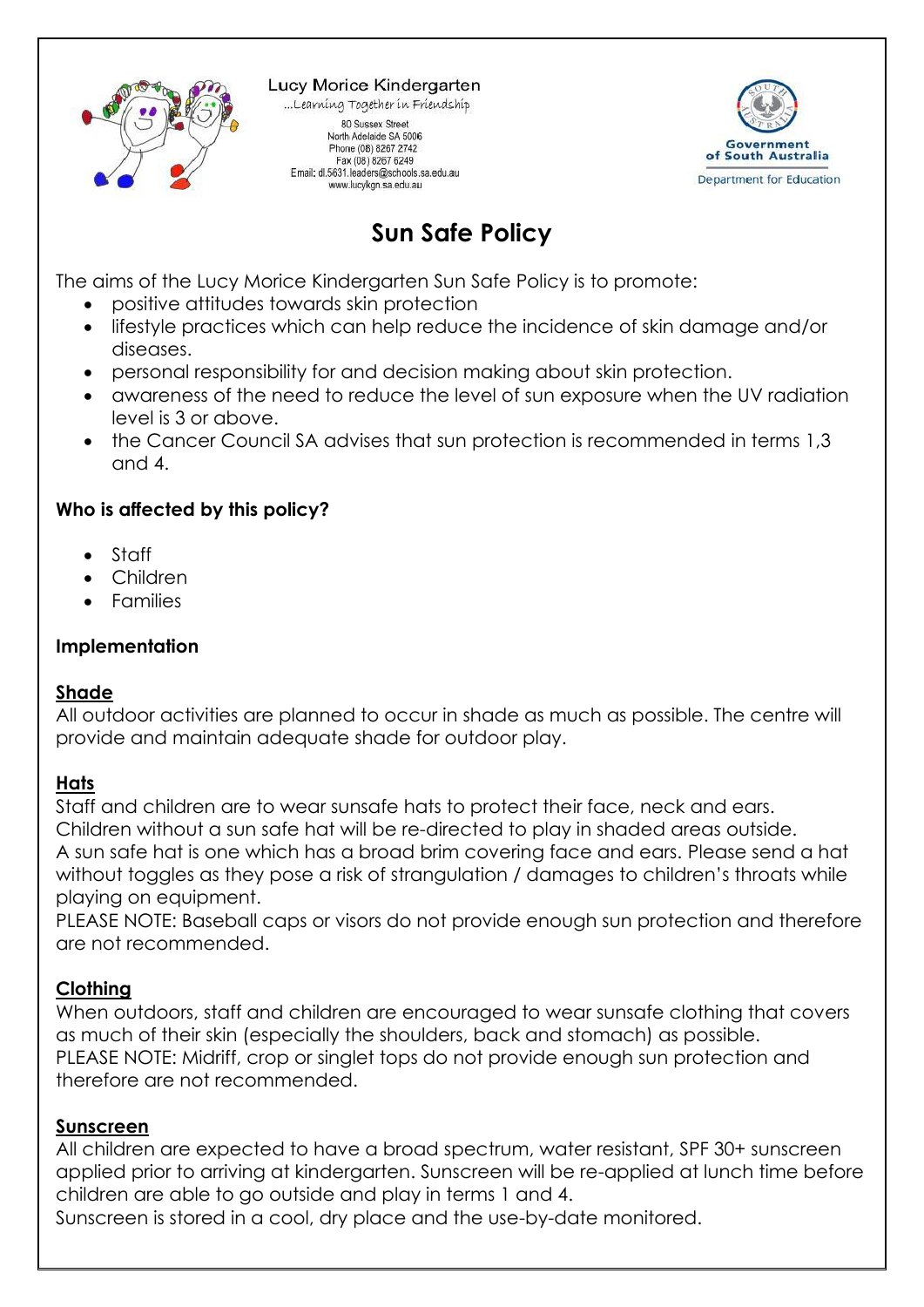Lucy Morice Kindergarten

...Learning Together in Friendship

80 Sussex Street
North Adelaide SA 5006
Phone (08) 8267 2742
Fax (08) 8267 6249
Email: dl.5631.leaders@schools.sa.edu.au
www.lucykgn.sa.edu.au

Government of South Australia
Department for Education

# Sun Safe Policy

The aims of the Lucy Morice Kindergarten Sun Safe Policy is to promote:

- positive attitudes towards skin protection
- lifestyle practices which can help reduce the incidence of skin damage and/or diseases.
- personal responsibility for and decision making about skin protection.
- awareness of the need to reduce the level of sun exposure when the UV radiation level is 3 or above.
- the Cancer Council SA advises that sun protection is recommended in terms 1,3 and 4.

**Who is affected by this policy?**

- Staff
- Children
- Families

**Implementation**

**Shade**

All outdoor activities are planned to occur in shade as much as possible. The centre will provide and maintain adequate shade for outdoor play.

**Hats**

Staff and children are to wear sunsafe hats to protect their face, neck and ears.
Children without a sun safe hat will be re-directed to play in shaded areas outside.
A sun safe hat is one which has a broad brim covering face and ears. Please send a hat without toggles as they pose a risk of strangulation / damages to children's throats while playing on equipment.
PLEASE NOTE: Baseball caps or visors do not provide enough sun protection and therefore are not recommended.

**Clothing**

When outdoors, staff and children are encouraged to wear sunsafe clothing that covers as much of their skin (especially the shoulders, back and stomach) as possible.
PLEASE NOTE: Midriff, crop or singlet tops do not provide enough sun protection and therefore are not recommended.

**Sunscreen**

All children are expected to have a broad spectrum, water resistant, SPF 30+ sunscreen applied prior to arriving at kindergarten. Sunscreen will be re-applied at lunch time before children are able to go outside and play in terms 1 and 4.
Sunscreen is stored in a cool, dry place and the use-by-date monitored.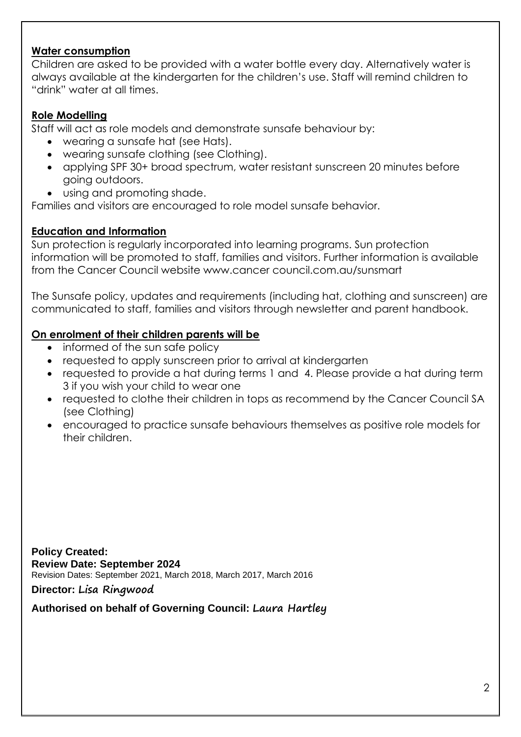**Water consumption**

Children are asked to be provided with a water bottle every day. Alternatively water is always available at the kindergarten for the children's use. Staff will remind children to "drink" water at all times.

**Role Modelling**

Staff will act as role models and demonstrate sunsafe behaviour by:

- wearing a sunsafe hat (see Hats).
- wearing sunsafe clothing (see Clothing).
- applying SPF 30+ broad spectrum, water resistant sunscreen 20 minutes before going outdoors.
- using and promoting shade.

Families and visitors are encouraged to role model sunsafe behavior.

**Education and Information**

Sun protection is regularly incorporated into learning programs. Sun protection information will be promoted to staff, families and visitors. Further information is available from the Cancer Council website www.cancer council.com.au/sunsmart

The Sunsafe policy, updates and requirements (including hat, clothing and sunscreen) are communicated to staff, families and visitors through newsletter and parent handbook.

**On enrolment of their children parents will be**

- informed of the sun safe policy
- requested to apply sunscreen prior to arrival at kindergarten
- requested to provide a hat during terms 1 and 4. Please provide a hat during term 3 if you wish your child to wear one
- requested to clothe their children in tops as recommend by the Cancer Council SA (see Clothing)
- encouraged to practice sunsafe behaviours themselves as positive role models for their children.

**Policy Created:**
**Review Date: September 2024**
Revision Dates: September 2021, March 2018, March 2017, March 2016

**Director:** Lisa Ringwood

**Authorised on behalf of Governing Council:** Laura Hartley